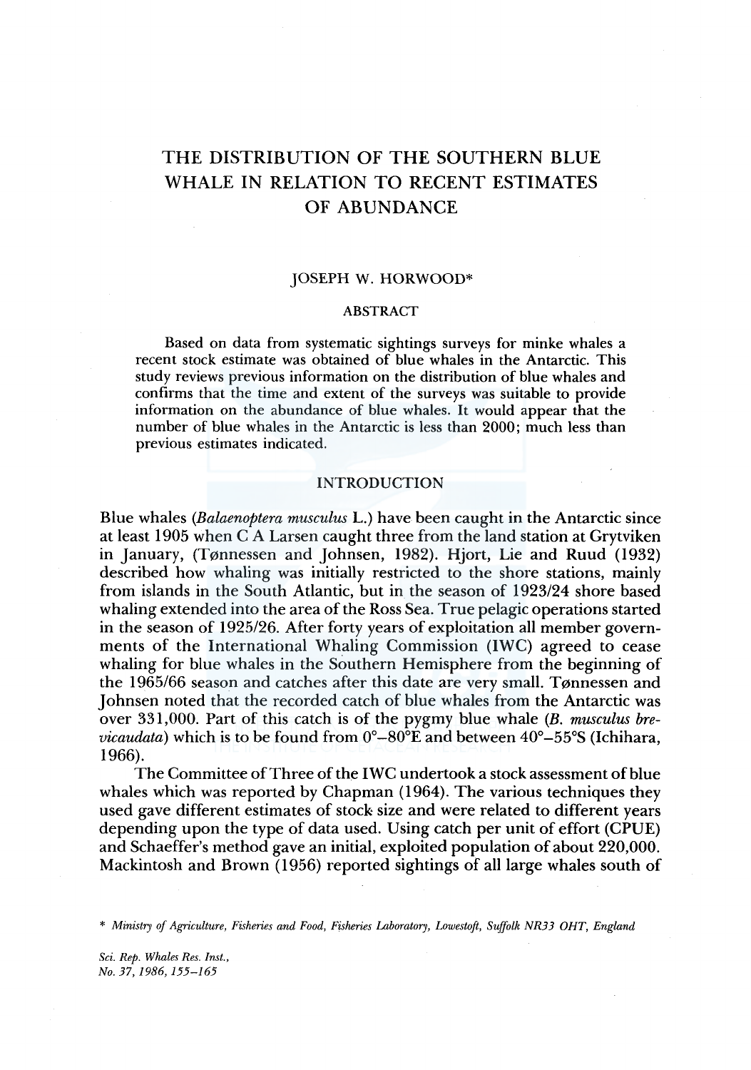# THE DISTRIBUTION OF THE SOUTHERN BLUE WHALE IN RELATION TO RECENT ESTIMATES OF ABUNDANCE

JOSEPH W. HORWOOD*

## ABSTRACT

Based on data from systematic sightings surveys for minke whales a recent stock estimate was obtained of blue whales in the Antarctic. This study reviews previous information on the distribution of blue whales and confirms that the time and extent of the surveys was suitable to provide information on the abundance of blue whales. It would appear that the number of blue whales in the Antarctic is less than 2000; much less than previous estimates indicated.

## INTRODUCTION

Blue whales (*Balaenoptera musculus* L.) have been caught in the Antarctic since at least 1905 when C A Larsen caught three from the land station at Grytviken in January, (Tønnessen and Johnsen, 1982). Hjort, Lie and Ruud (1932) described how whaling was initially restricted to the shore stations, mainly from islands in the South Atlantic, but in the season of 1923/24 shore based whaling extended into the area of the Ross Sea. True pelagic operations started in the season of 1925/26. After forty years of exploitation all member governments of the International Whaling Commission (IWC) agreed to cease whaling for blue whales in the Southern Hemisphere from the beginning of the 1965/66 season and catches after this date are very small. Tønnessen and Johnsen noted that the recorded catch of blue whales from the Antarctic was over 331,000. Part of this catch is of the pygmy blue whale (*B. musculus brevicaudata*) which is to be found from 0°–80°E and between 40°–55°S (Ichihara, 1966).

The Committee of Three of the IWC undertook a stock assessment of blue whales which was reported by Chapman (1964). The various techniques they used gave different estimates of stock size and were related to different years depending upon the type of data used. Using catch per unit of effort (CPUE) and Schaeffer's method gave an initial, exploited population of about 220,000. Mackintosh and Brown (1956) reported sightings of all large whales south of

\* *Ministry of Agriculture, Fisheries and Food, Fisheries Laboratory, Lowestoft, Suffolk NR33 OHT, England*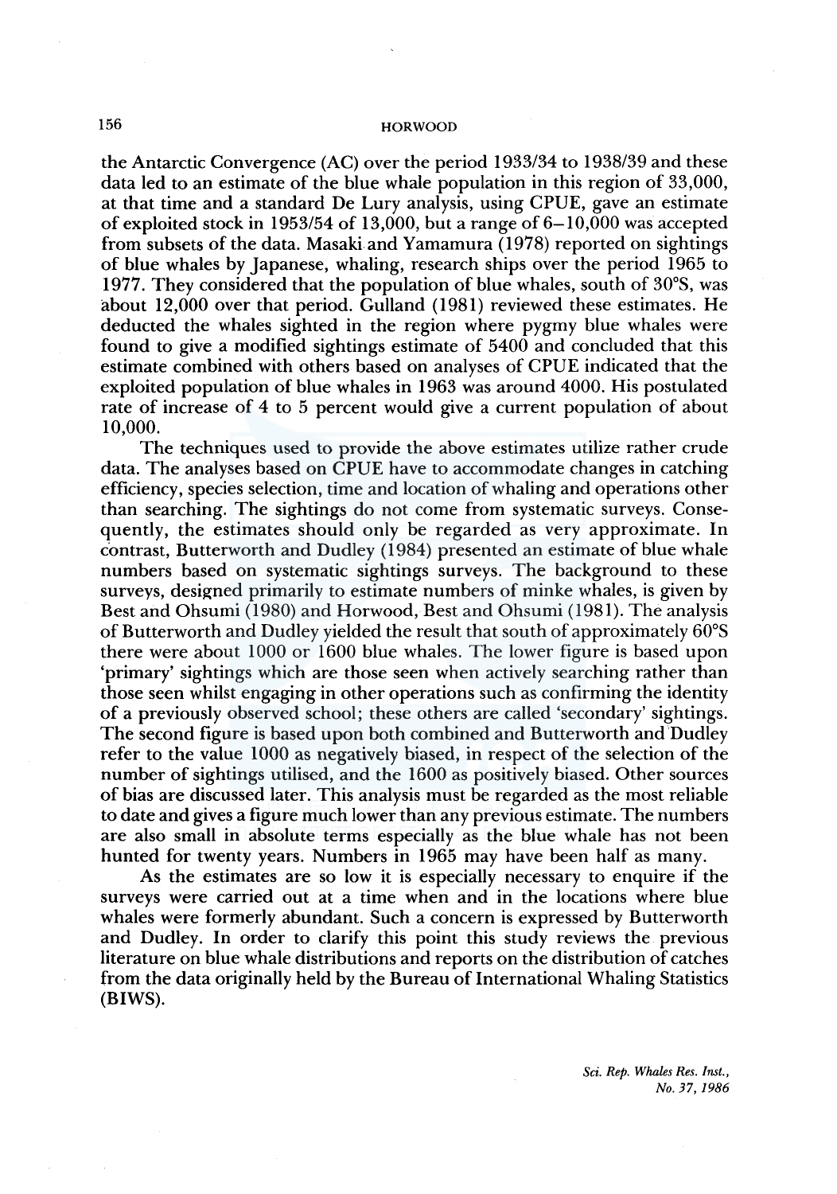the Antarctic Convergence (AC) over the period 1933/34 to 1938/39 and these data led to an estimate of the blue whale population in this region of 33,000, at that time and a standard De Lury analysis, using CPUE, gave an estimate of exploited stock in 1953/54 of 13,000, but a range of 6–10,000 was accepted from subsets of the data. Masaki and Yamamura (1978) reported on sightings of blue whales by Japanese, whaling, research ships over the period 1965 to 1977. They considered that the population of blue whales, south of 30°S, was about 12,000 over that period. Gulland (1981) reviewed these estimates. He deducted the whales sighted in the region where pygmy blue whales were found to give a modified sightings estimate of 5400 and concluded that this estimate combined with others based on analyses of CPUE indicated that the exploited population of blue whales in 1963 was around 4000. His postulated rate of increase of 4 to 5 percent would give a current population of about 10,000.

The techniques used to provide the above estimates utilize rather crude data. The analyses based on CPUE have to accommodate changes in catching efficiency, species selection, time and location of whaling and operations other than searching. The sightings do not come from systematic surveys. Consequently, the estimates should only be regarded as very approximate. In contrast, Butterworth and Dudley (1984) presented an estimate of blue whale numbers based on systematic sightings surveys. The background to these surveys, designed primarily to estimate numbers of minke whales, is given by Best and Ohsumi (1980) and Horwood, Best and Ohsumi (1981). The analysis of Butterworth and Dudley yielded the result that south of approximately 60°S there were about 1000 or 1600 blue whales. The lower figure is based upon 'primary' sightings which are those seen when actively searching rather than those seen whilst engaging in other operations such as confirming the identity of a previously observed school; these others are called 'secondary' sightings. The second figure is based upon both combined and Butterworth and Dudley refer to the value 1000 as negatively biased, in respect of the selection of the number of sightings utilised, and the 1600 as positively biased. Other sources of bias are discussed later. This analysis must be regarded as the most reliable to date and gives a figure much lower than any previous estimate. The numbers are also small in absolute terms especially as the blue whale has not been hunted for twenty years. Numbers in 1965 may have been half as many.

As the estimates are so low it is especially necessary to enquire if the surveys were carried out at a time when and in the locations where blue whales were formerly abundant. Such a concern is expressed by Butterworth and Dudley. In order to clarify this point this study reviews the previous literature on blue whale distributions and reports on the distribution of catches from the data originally held by the Bureau of International Whaling Statistics (BIWS).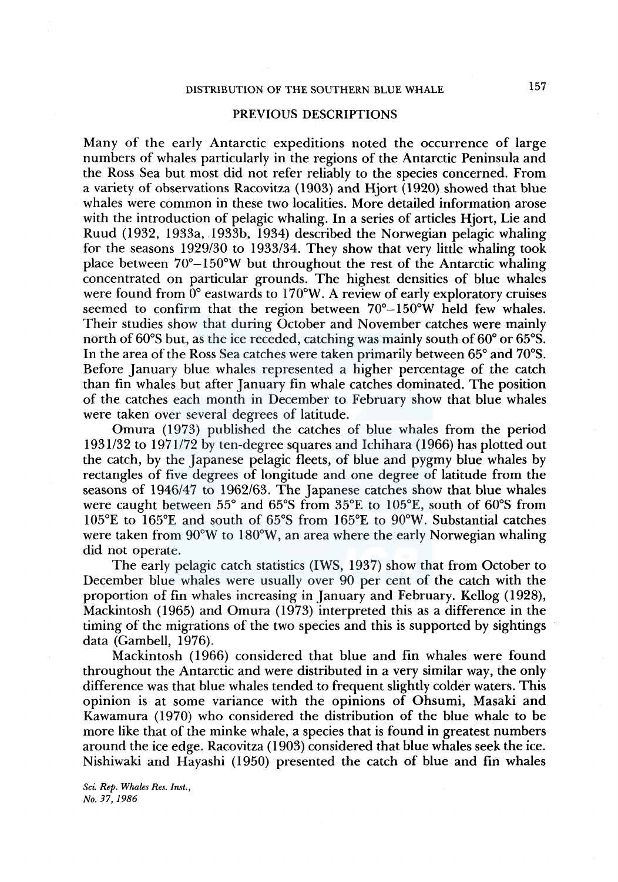## PREVIOUS DESCRIPTIONS

Many of the early Antarctic expeditions noted the occurrence of large numbers of whales particularly in the regions of the Antarctic Peninsula and the Ross Sea but most did not refer reliably to the species concerned. From a variety of observations Racovitza (1903) and Hjort (1920) showed that blue whales were common in these two localities. More detailed information arose with the introduction of pelagic whaling. In a series of articles Hjort, Lie and Ruud (1932, 1933a, 1933b, 1934) described the Norwegian pelagic whaling for the seasons 1929/30 to 1933/34. They show that very little whaling took place between 70°–150°W but throughout the rest of the Antarctic whaling concentrated on particular grounds. The highest densities of blue whales were found from 0° eastwards to 170°W. A review of early exploratory cruises seemed to confirm that the region between 70°–150°W held few whales. Their studies show that during October and November catches were mainly north of 60°S but, as the ice receded, catching was mainly south of 60° or 65°S. In the area of the Ross Sea catches were taken primarily between 65° and 70°S. Before January blue whales represented a higher percentage of the catch than fin whales but after January fin whale catches dominated. The position of the catches each month in December to February show that blue whales were taken over several degrees of latitude.

Omura (1973) published the catches of blue whales from the period 1931/32 to 1971/72 by ten-degree squares and Ichihara (1966) has plotted out the catch, by the Japanese pelagic fleets, of blue and pygmy blue whales by rectangles of five degrees of longitude and one degree of latitude from the seasons of 1946/47 to 1962/63. The Japanese catches show that blue whales were caught between 55° and 65°S from 35°E to 105°E, south of 60°S from 105°E to 165°E and south of 65°S from 165°E to 90°W. Substantial catches were taken from 90°W to 180°W, an area where the early Norwegian whaling did not operate.

The early pelagic catch statistics (IWS, 1937) show that from October to December blue whales were usually over 90 per cent of the catch with the proportion of fin whales increasing in January and February. Kellog (1928), Mackintosh (1965) and Omura (1973) interpreted this as a difference in the timing of the migrations of the two species and this is supported by sightings data (Gambell, 1976).

Mackintosh (1966) considered that blue and fin whales were found throughout the Antarctic and were distributed in a very similar way, the only difference was that blue whales tended to frequent slightly colder waters. This opinion is at some variance with the opinions of Ohsumi, Masaki and Kawamura (1970) who considered the distribution of the blue whale to be more like that of the minke whale, a species that is found in greatest numbers around the ice edge. Racovitza (1903) considered that blue whales seek the ice. Nishiwaki and Hayashi (1950) presented the catch of blue and fin whales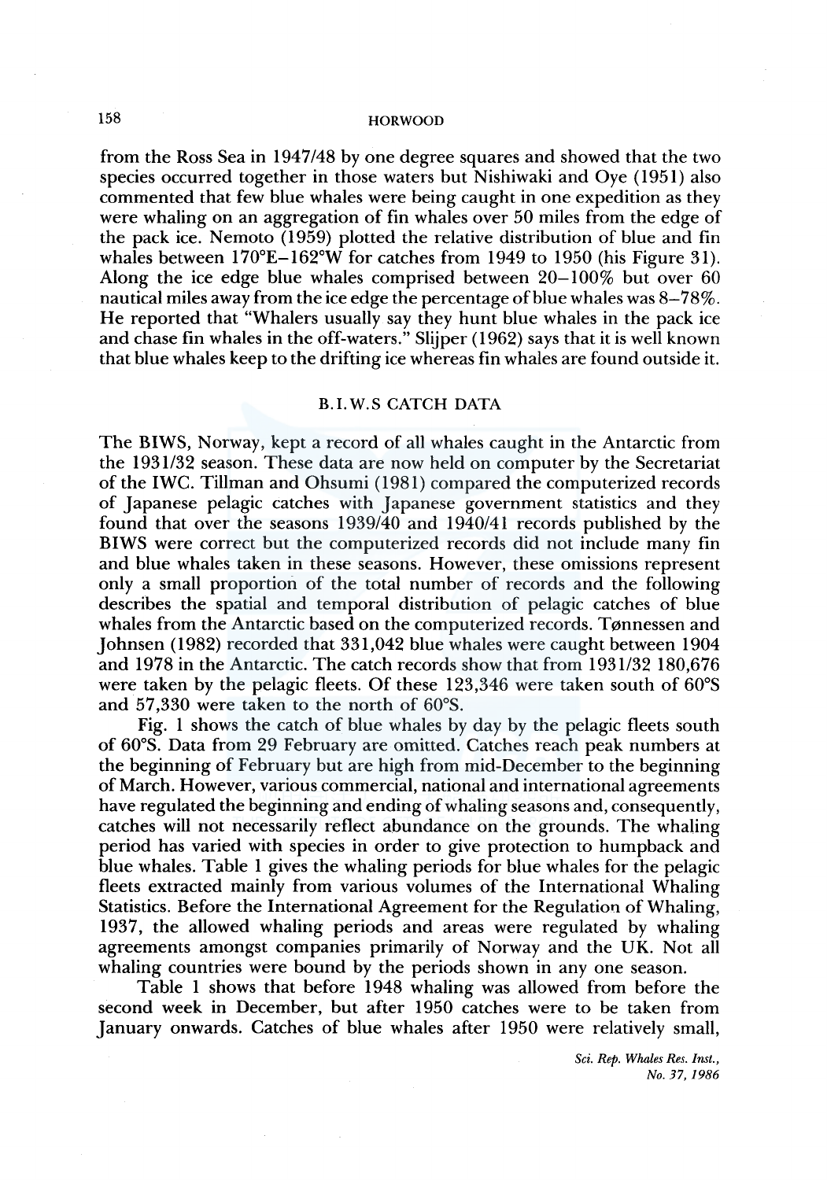from the Ross Sea in 1947/48 by one degree squares and showed that the two species occurred together in those waters but Nishiwaki and Oye (1951) also commented that few blue whales were being caught in one expedition as they were whaling on an aggregation of fin whales over 50 miles from the edge of the pack ice. Nemoto (1959) plotted the relative distribution of blue and fin whales between 170°E–162°W for catches from 1949 to 1950 (his Figure 31). Along the ice edge blue whales comprised between 20–100% but over 60 nautical miles away from the ice edge the percentage of blue whales was 8–78%. He reported that "Whalers usually say they hunt blue whales in the pack ice and chase fin whales in the off-waters." Slijper (1962) says that it is well known that blue whales keep to the drifting ice whereas fin whales are found outside it.

## B.I.W.S CATCH DATA

The BIWS, Norway, kept a record of all whales caught in the Antarctic from the 1931/32 season. These data are now held on computer by the Secretariat of the IWC. Tillman and Ohsumi (1981) compared the computerized records of Japanese pelagic catches with Japanese government statistics and they found that over the seasons 1939/40 and 1940/41 records published by the BIWS were correct but the computerized records did not include many fin and blue whales taken in these seasons. However, these omissions represent only a small proportion of the total number of records and the following describes the spatial and temporal distribution of pelagic catches of blue whales from the Antarctic based on the computerized records. Tønnessen and Johnsen (1982) recorded that 331,042 blue whales were caught between 1904 and 1978 in the Antarctic. The catch records show that from 1931/32 180,676 were taken by the pelagic fleets. Of these 123,346 were taken south of 60°S and 57,330 were taken to the north of 60°S.

Fig. 1 shows the catch of blue whales by day by the pelagic fleets south of 60°S. Data from 29 February are omitted. Catches reach peak numbers at the beginning of February but are high from mid-December to the beginning of March. However, various commercial, national and international agreements have regulated the beginning and ending of whaling seasons and, consequently, catches will not necessarily reflect abundance on the grounds. The whaling period has varied with species in order to give protection to humpback and blue whales. Table 1 gives the whaling periods for blue whales for the pelagic fleets extracted mainly from various volumes of the International Whaling Statistics. Before the International Agreement for the Regulation of Whaling, 1937, the allowed whaling periods and areas were regulated by whaling agreements amongst companies primarily of Norway and the UK. Not all whaling countries were bound by the periods shown in any one season.

Table 1 shows that before 1948 whaling was allowed from before the second week in December, but after 1950 catches were to be taken from January onwards. Catches of blue whales after 1950 were relatively small,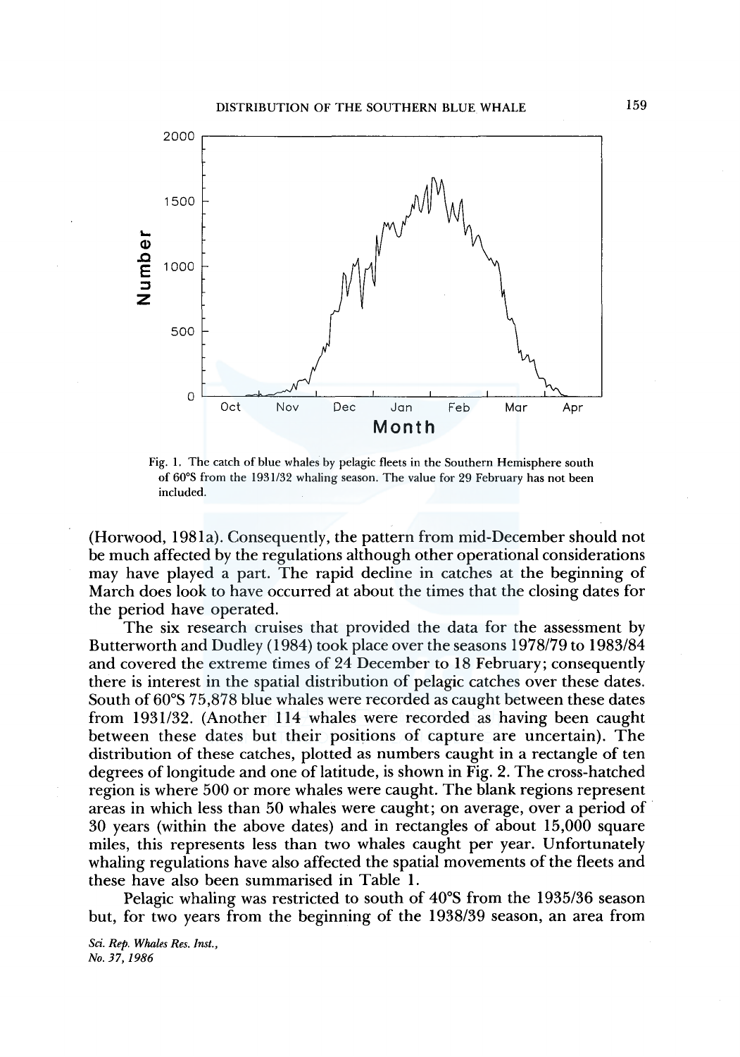Fig. 1. The catch of blue whales by pelagic fleets in the Southern Hemisphere south of 60°S from the 1931/32 whaling season. The value for 29 February has not been included.

(Horwood, 1981a). Consequently, the pattern from mid-December should not be much affected by the regulations although other operational considerations may have played a part. The rapid decline in catches at the beginning of March does look to have occurred at about the times that the closing dates for the period have operated.

The six research cruises that provided the data for the assessment by Butterworth and Dudley (1984) took place over the seasons 1978/79 to 1983/84 and covered the extreme times of 24 December to 18 February; consequently there is interest in the spatial distribution of pelagic catches over these dates. South of 60°S 75,878 blue whales were recorded as caught between these dates from 1931/32. (Another 114 whales were recorded as having been caught between these dates but their positions of capture are uncertain). The distribution of these catches, plotted as numbers caught in a rectangle of ten degrees of longitude and one of latitude, is shown in Fig. 2. The cross-hatched region is where 500 or more whales were caught. The blank regions represent areas in which less than 50 whales were caught; on average, over a period of 30 years (within the above dates) and in rectangles of about 15,000 square miles, this represents less than two whales caught per year. Unfortunately whaling regulations have also affected the spatial movements of the fleets and these have also been summarised in Table 1.

Pelagic whaling was restricted to south of 40°S from the 1935/36 season but, for two years from the beginning of the 1938/39 season, an area from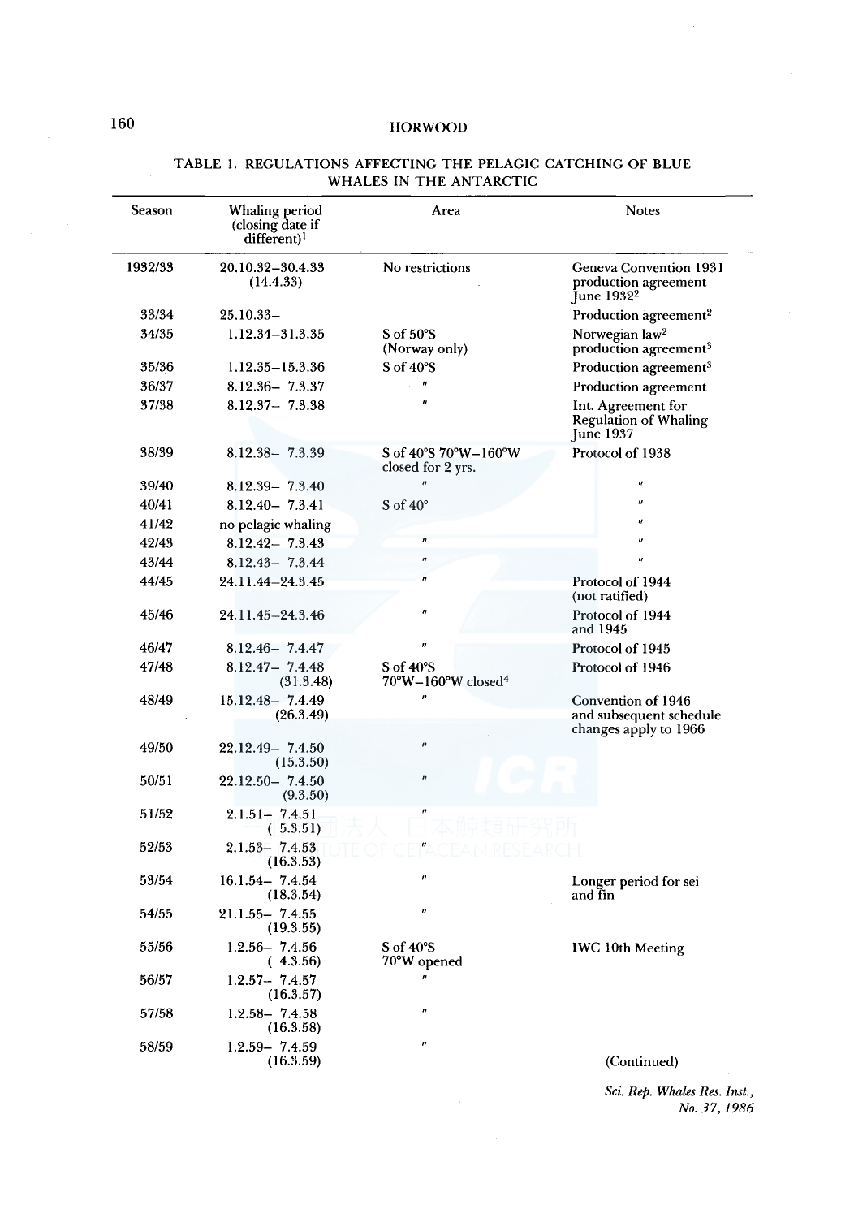TABLE 1. REGULATIONS AFFECTING THE PELAGIC CATCHING OF BLUE WHALES IN THE ANTARCTIC

| Season | Whaling period (closing date if different)[1] | Area | Notes |
|---|---|---|---|
| 1932/33 | 20.10.32–30.4.33 (14.4.33) | No restrictions | Geneva Convention 1931 production agreement June 1932[2] |
| 33/34 | 25.10.33– | | Production agreement[2] |
| 34/35 | 1.12.34–31.3.35 | S of 50°S (Norway only) | Norwegian law[2] production agreement[3] |
| 35/36 | 1.12.35–15.3.36 | S of 40°S | Production agreement[3] |
| 36/37 | 8.12.36– 7.3.37 | " | Production agreement |
| 37/38 | 8.12.37– 7.3.38 | " | Int. Agreement for Regulation of Whaling June 1937 |
| 38/39 | 8.12.38– 7.3.39 | S of 40°S 70°W–160°W closed for 2 yrs. | Protocol of 1938 |
| 39/40 | 8.12.39– 7.3.40 | " | " |
| 40/41 | 8.12.40– 7.3.41 | S of 40° | " |
| 41/42 | no pelagic whaling | | " |
| 42/43 | 8.12.42– 7.3.43 | " | " |
| 43/44 | 8.12.43– 7.3.44 | " | " |
| 44/45 | 24.11.44–24.3.45 | " | Protocol of 1944 (not ratified) |
| 45/46 | 24.11.45–24.3.46 | " | Protocol of 1944 and 1945 |
| 46/47 | 8.12.46– 7.4.47 | " | Protocol of 1945 |
| 47/48 | 8.12.47– 7.4.48 (31.3.48) | S of 40°S 70°W–160°W closed[4] | Protocol of 1946 |
| 48/49 | 15.12.48– 7.4.49 (26.3.49) | " | Convention of 1946 and subsequent schedule changes apply to 1966 |
| 49/50 | 22.12.49– 7.4.50 (15.3.50) | " | |
| 50/51 | 22.12.50– 7.4.50 (9.3.50) | " | |
| 51/52 | 2.1.51– 7.4.51 ( 5.3.51) | " | |
| 52/53 | 2.1.53– 7.4.53 (16.3.53) | " | |
| 53/54 | 16.1.54– 7.4.54 (18.3.54) | " | Longer period for sei and fin |
| 54/55 | 21.1.55– 7.4.55 (19.3.55) | " | |
| 55/56 | 1.2.56– 7.4.56 ( 4.3.56) | S of 40°S 70°W opened | IWC 10th Meeting |
| 56/57 | 1.2.57– 7.4.57 (16.3.57) | " | |
| 57/58 | 1.2.58– 7.4.58 (16.3.58) | " | |
| 58/59 | 1.2.59– 7.4.59 (16.3.59) | " | |

(Continued)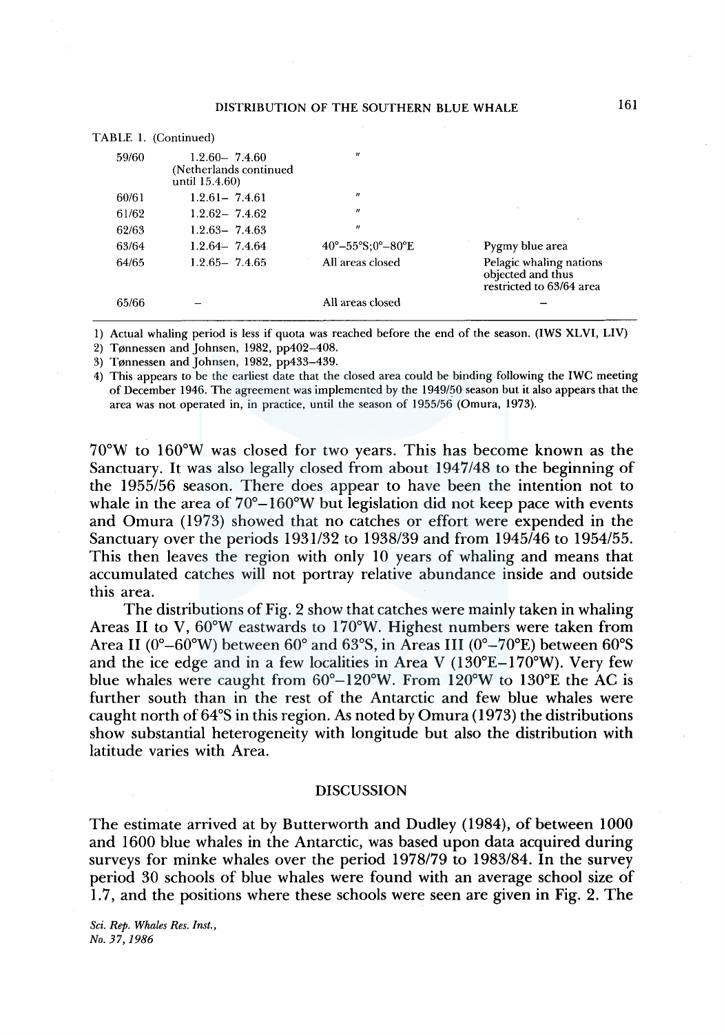TABLE 1. (Continued)

| | | | |
|---|---|---|---|
| 59/60 | 1.2.60– 7.4.60 (Netherlands continued until 15.4.60) | " | |
| 60/61 | 1.2.61– 7.4.61 | " | |
| 61/62 | 1.2.62– 7.4.62 | " | |
| 62/63 | 1.2.63– 7.4.63 | " | |
| 63/64 | 1.2.64– 7.4.64 | 40°–55°S;0°–80°E | Pygmy blue area |
| 64/65 | 1.2.65– 7.4.65 | All areas closed | Pelagic whaling nations objected and thus restricted to 63/64 area |
| 65/66 | – | All areas closed | – |

1) Actual whaling period is less if quota was reached before the end of the season. (IWS XLVI, LIV)
2) Tønnessen and Johnsen, 1982, pp402–408.
3) Tønnessen and Johnsen, 1982, pp433–439.
4) This appears to be the earliest date that the closed area could be binding following the IWC meeting of December 1946. The agreement was implemented by the 1949/50 season but it also appears that the area was not operated in, in practice, until the season of 1955/56 (Omura, 1973).

70°W to 160°W was closed for two years. This has become known as the Sanctuary. It was also legally closed from about 1947/48 to the beginning of the 1955/56 season. There does appear to have been the intention not to whale in the area of 70°–160°W but legislation did not keep pace with events and Omura (1973) showed that no catches or effort were expended in the Sanctuary over the periods 1931/32 to 1938/39 and from 1945/46 to 1954/55. This then leaves the region with only 10 years of whaling and means that accumulated catches will not portray relative abundance inside and outside this area.

The distributions of Fig. 2 show that catches were mainly taken in whaling Areas II to V, 60°W eastwards to 170°W. Highest numbers were taken from Area II (0°–60°W) between 60° and 63°S, in Areas III (0°–70°E) between 60°S and the ice edge and in a few localities in Area V (130°E–170°W). Very few blue whales were caught from 60°–120°W. From 120°W to 130°E the AC is further south than in the rest of the Antarctic and few blue whales were caught north of 64°S in this region. As noted by Omura (1973) the distributions show substantial heterogeneity with longitude but also the distribution with latitude varies with Area.

## DISCUSSION

The estimate arrived at by Butterworth and Dudley (1984), of between 1000 and 1600 blue whales in the Antarctic, was based upon data acquired during surveys for minke whales over the period 1978/79 to 1983/84. In the survey period 30 schools of blue whales were found with an average school size of 1.7, and the positions where these schools were seen are given in Fig. 2. The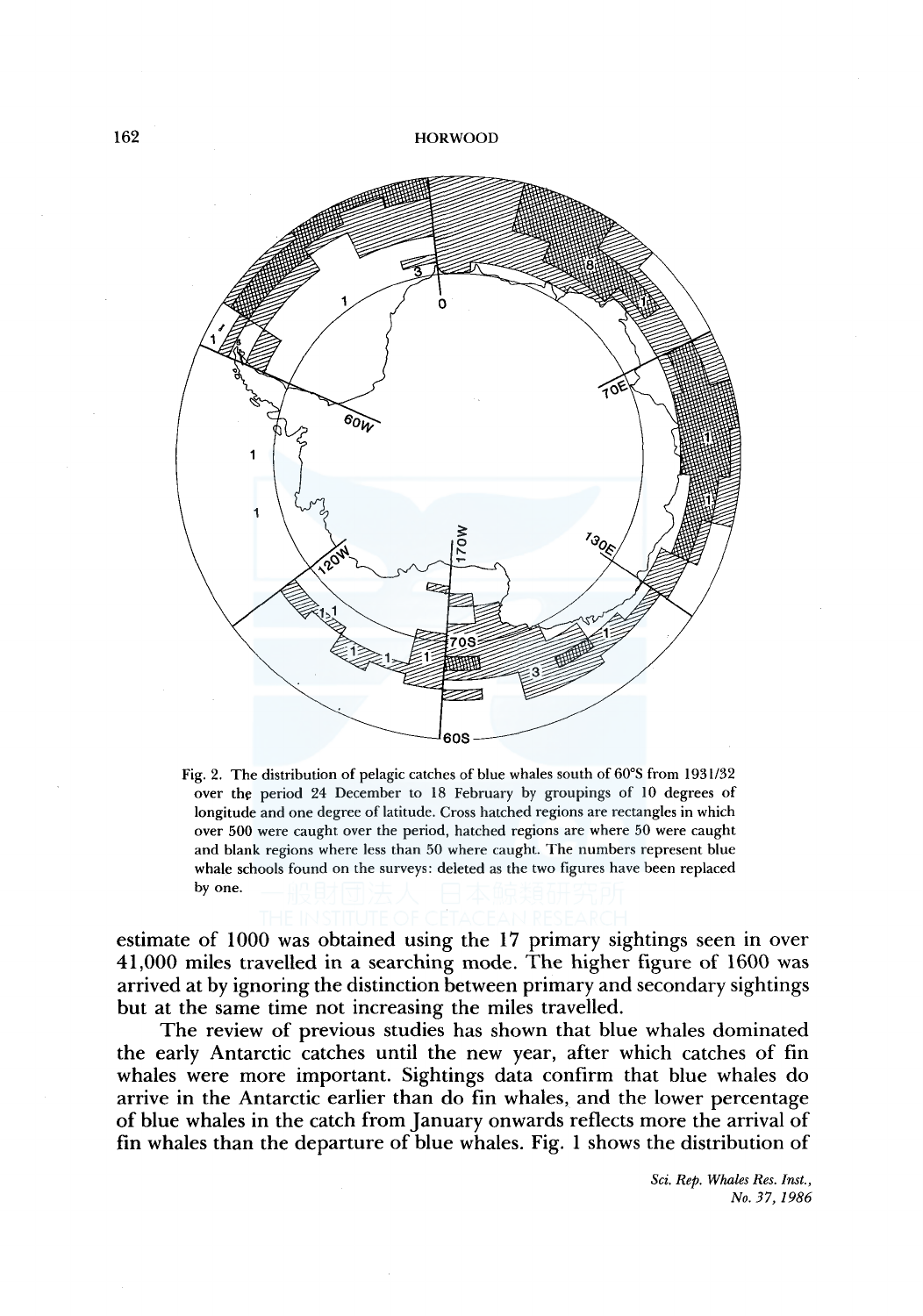Fig. 2. The distribution of pelagic catches of blue whales south of 60°S from 1931/32 over the period 24 December to 18 February by groupings of 10 degrees of longitude and one degree of latitude. Cross hatched regions are rectangles in which over 500 were caught over the period, hatched regions are where 50 were caught and blank regions where less than 50 where caught. The numbers represent blue whale schools found on the surveys: deleted as the two figures have been replaced by one.

estimate of 1000 was obtained using the 17 primary sightings seen in over 41,000 miles travelled in a searching mode. The higher figure of 1600 was arrived at by ignoring the distinction between primary and secondary sightings but at the same time not increasing the miles travelled.

The review of previous studies has shown that blue whales dominated the early Antarctic catches until the new year, after which catches of fin whales were more important. Sightings data confirm that blue whales do arrive in the Antarctic earlier than do fin whales, and the lower percentage of blue whales in the catch from January onwards reflects more the arrival of fin whales than the departure of blue whales. Fig. 1 shows the distribution of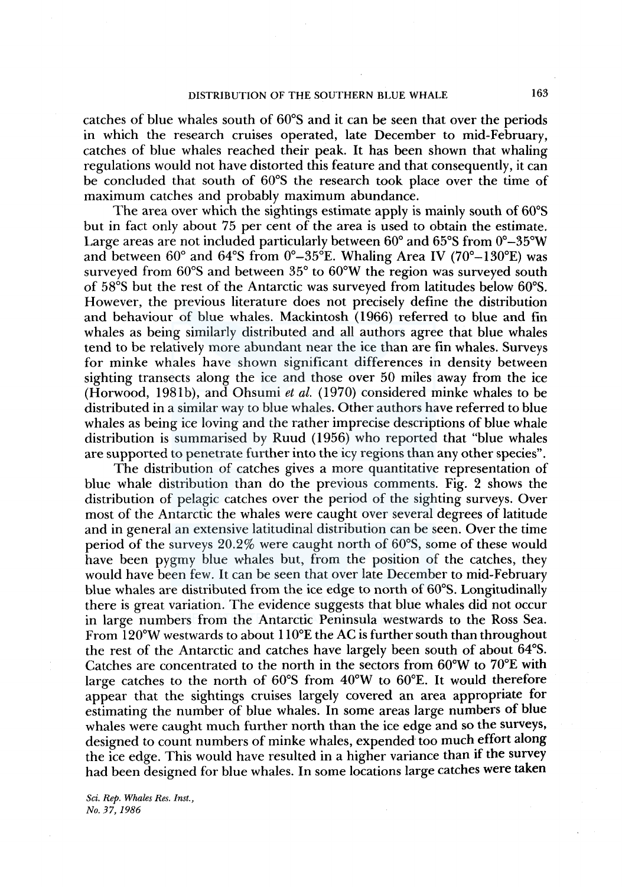catches of blue whales south of 60°S and it can be seen that over the periods in which the research cruises operated, late December to mid-February, catches of blue whales reached their peak. It has been shown that whaling regulations would not have distorted this feature and that consequently, it can be concluded that south of 60°S the research took place over the time of maximum catches and probably maximum abundance.

The area over which the sightings estimate apply is mainly south of 60°S but in fact only about 75 per cent of the area is used to obtain the estimate. Large areas are not included particularly between 60° and 65°S from 0°–35°W and between 60° and 64°S from 0°–35°E. Whaling Area IV (70°–130°E) was surveyed from 60°S and between 35° to 60°W the region was surveyed south of 58°S but the rest of the Antarctic was surveyed from latitudes below 60°S. However, the previous literature does not precisely define the distribution and behaviour of blue whales. Mackintosh (1966) referred to blue and fin whales as being similarly distributed and all authors agree that blue whales tend to be relatively more abundant near the ice than are fin whales. Surveys for minke whales have shown significant differences in density between sighting transects along the ice and those over 50 miles away from the ice (Horwood, 1981b), and Ohsumi *et al.* (1970) considered minke whales to be distributed in a similar way to blue whales. Other authors have referred to blue whales as being ice loving and the rather imprecise descriptions of blue whale distribution is summarised by Ruud (1956) who reported that "blue whales are supported to penetrate further into the icy regions than any other species".

The distribution of catches gives a more quantitative representation of blue whale distribution than do the previous comments. Fig. 2 shows the distribution of pelagic catches over the period of the sighting surveys. Over most of the Antarctic the whales were caught over several degrees of latitude and in general an extensive latitudinal distribution can be seen. Over the time period of the surveys 20.2% were caught north of 60°S, some of these would have been pygmy blue whales but, from the position of the catches, they would have been few. It can be seen that over late December to mid-February blue whales are distributed from the ice edge to north of 60°S. Longitudinally there is great variation. The evidence suggests that blue whales did not occur in large numbers from the Antarctic Peninsula westwards to the Ross Sea. From 120°W westwards to about 110°E the AC is further south than throughout the rest of the Antarctic and catches have largely been south of about 64°S. Catches are concentrated to the north in the sectors from 60°W to 70°E with large catches to the north of 60°S from 40°W to 60°E. It would therefore appear that the sightings cruises largely covered an area appropriate for estimating the number of blue whales. In some areas large numbers of blue whales were caught much further north than the ice edge and so the surveys, designed to count numbers of minke whales, expended too much effort along the ice edge. This would have resulted in a higher variance than if the survey had been designed for blue whales. In some locations large catches were taken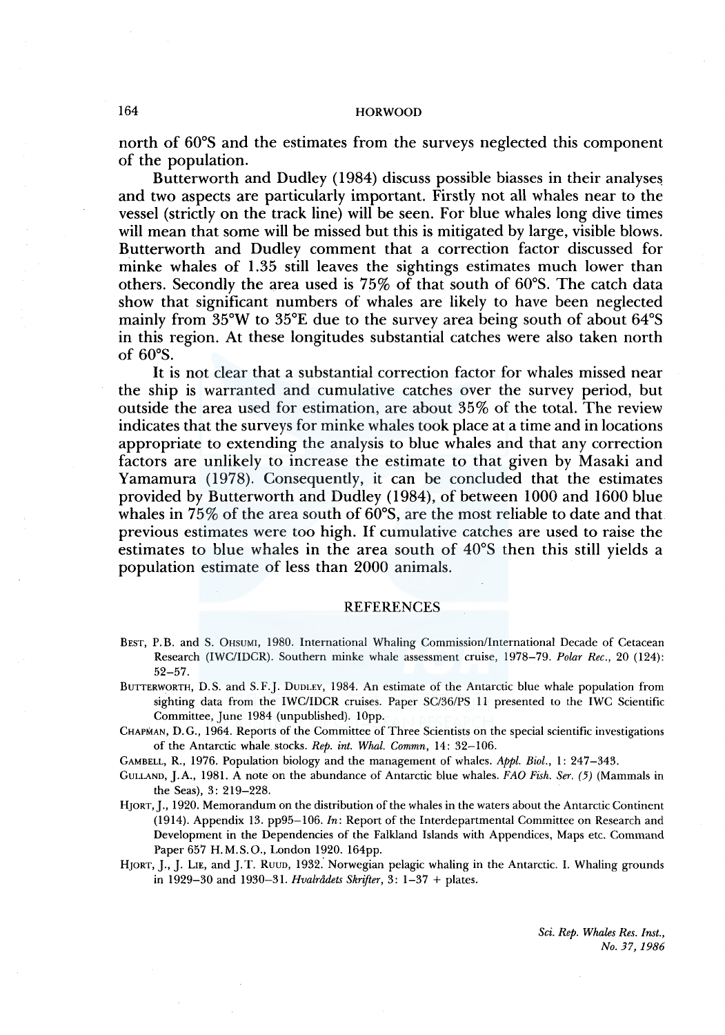north of 60°S and the estimates from the surveys neglected this component of the population.

Butterworth and Dudley (1984) discuss possible biasses in their analyses and two aspects are particularly important. Firstly not all whales near to the vessel (strictly on the track line) will be seen. For blue whales long dive times will mean that some will be missed but this is mitigated by large, visible blows. Butterworth and Dudley comment that a correction factor discussed for minke whales of 1.35 still leaves the sightings estimates much lower than others. Secondly the area used is 75% of that south of 60°S. The catch data show that significant numbers of whales are likely to have been neglected mainly from 35°W to 35°E due to the survey area being south of about 64°S in this region. At these longitudes substantial catches were also taken north of 60°S.

It is not clear that a substantial correction factor for whales missed near the ship is warranted and cumulative catches over the survey period, but outside the area used for estimation, are about 35% of the total. The review indicates that the surveys for minke whales took place at a time and in locations appropriate to extending the analysis to blue whales and that any correction factors are unlikely to increase the estimate to that given by Masaki and Yamamura (1978). Consequently, it can be concluded that the estimates provided by Butterworth and Dudley (1984), of between 1000 and 1600 blue whales in 75% of the area south of 60°S, are the most reliable to date and that previous estimates were too high. If cumulative catches are used to raise the estimates to blue whales in the area south of 40°S then this still yields a population estimate of less than 2000 animals.

## REFERENCES

Best, P.B. and S. Ohsumi, 1980. International Whaling Commission/International Decade of Cetacean Research (IWC/IDCR). Southern minke whale assessment cruise, 1978–79. *Polar Rec.*, 20 (124): 52–57.

Butterworth, D.S. and S.F.J. Dudley, 1984. An estimate of the Antarctic blue whale population from sighting data from the IWC/IDCR cruises. Paper SC/36/PS 11 presented to the IWC Scientific Committee, June 1984 (unpublished). 10pp.

Chapman, D.G., 1964. Reports of the Committee of Three Scientists on the special scientific investigations of the Antarctic whale stocks. *Rep. int. Whal. Commn*, 14: 32–106.

Gambell, R., 1976. Population biology and the management of whales. *Appl. Biol.*, 1: 247–343.

Gulland, J.A., 1981. A note on the abundance of Antarctic blue whales. *FAO Fish. Ser. (5)* (Mammals in the Seas), 3: 219–228.

Hjort, J., 1920. Memorandum on the distribution of the whales in the waters about the Antarctic Continent (1914). Appendix 13. pp95–106. *In*: Report of the Interdepartmental Committee on Research and Development in the Dependencies of the Falkland Islands with Appendices, Maps etc. Command Paper 657 H.M.S.O., London 1920. 164pp.

Hjort, J., J. Lie, and J.T. Ruud, 1932. Norwegian pelagic whaling in the Antarctic. I. Whaling grounds in 1929–30 and 1930–31. *Hvalrådets Skrifter*, 3: 1–37 + plates.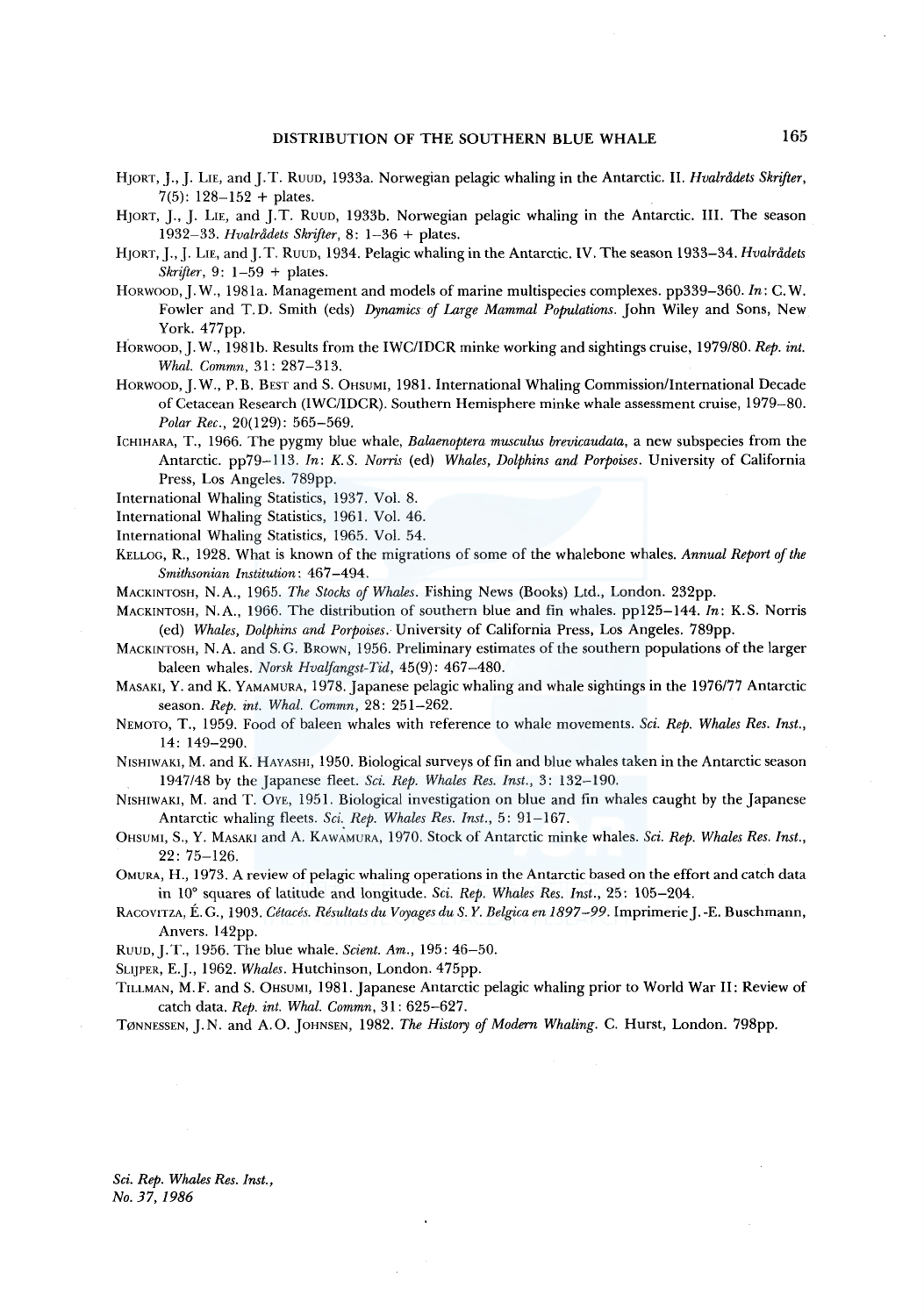Hjort, J., J. Lie, and J.T. Ruud, 1933a. Norwegian pelagic whaling in the Antarctic. II. *Hvalrådets Skrifter*, 7(5): 128–152 + plates.

Hjort, J., J. Lie, and J.T. Ruud, 1933b. Norwegian pelagic whaling in the Antarctic. III. The season 1932–33. *Hvalrådets Skrifter*, 8: 1–36 + plates.

Hjort, J., J. Lie, and J.T. Ruud, 1934. Pelagic whaling in the Antarctic. IV. The season 1933–34. *Hvalrådets Skrifter*, 9: 1–59 + plates.

Horwood, J.W., 1981a. Management and models of marine multispecies complexes. pp339–360. *In*: C.W. Fowler and T.D. Smith (eds) *Dynamics of Large Mammal Populations*. John Wiley and Sons, New York. 477pp.

Horwood, J.W., 1981b. Results from the IWC/IDCR minke working and sightings cruise, 1979/80. *Rep. int. Whal. Commn*, 31: 287–313.

Horwood, J.W., P.B. Best and S. Ohsumi, 1981. International Whaling Commission/International Decade of Cetacean Research (IWC/IDCR). Southern Hemisphere minke whale assessment cruise, 1979–80. *Polar Rec.*, 20(129): 565–569.

Ichihara, T., 1966. The pygmy blue whale, *Balaenoptera musculus brevicaudata*, a new subspecies from the Antarctic. pp79–113. *In*: *K.S. Norris* (ed) *Whales, Dolphins and Porpoises*. University of California Press, Los Angeles. 789pp.

International Whaling Statistics, 1937. Vol. 8.

International Whaling Statistics, 1961. Vol. 46.

International Whaling Statistics, 1965. Vol. 54.

Kellog, R., 1928. What is known of the migrations of some of the whalebone whales. *Annual Report of the Smithsonian Institution*: 467–494.

Mackintosh, N.A., 1965. *The Stocks of Whales*. Fishing News (Books) Ltd., London. 232pp.

Mackintosh, N.A., 1966. The distribution of southern blue and fin whales. pp125–144. *In*: K.S. Norris (ed) *Whales, Dolphins and Porpoises*. University of California Press, Los Angeles. 789pp.

Mackintosh, N.A. and S.G. Brown, 1956. Preliminary estimates of the southern populations of the larger baleen whales. *Norsk Hvalfangst-Tid*, 45(9): 467–480.

Masaki, Y. and K. Yamamura, 1978. Japanese pelagic whaling and whale sightings in the 1976/77 Antarctic season. *Rep. int. Whal. Commn*, 28: 251–262.

Nemoto, T., 1959. Food of baleen whales with reference to whale movements. *Sci. Rep. Whales Res. Inst.*, 14: 149–290.

Nishiwaki, M. and K. Hayashi, 1950. Biological surveys of fin and blue whales taken in the Antarctic season 1947/48 by the Japanese fleet. *Sci. Rep. Whales Res. Inst.*, 3: 132–190.

Nishiwaki, M. and T. Oye, 1951. Biological investigation on blue and fin whales caught by the Japanese Antarctic whaling fleets. *Sci. Rep. Whales Res. Inst.*, 5: 91–167.

Ohsumi, S., Y. Masaki and A. Kawamura, 1970. Stock of Antarctic minke whales. *Sci. Rep. Whales Res. Inst.*, 22: 75–126.

Omura, H., 1973. A review of pelagic whaling operations in the Antarctic based on the effort and catch data in 10° squares of latitude and longitude. *Sci. Rep. Whales Res. Inst.*, 25: 105–204.

Racovitza, É.G., 1903. *Cétacés. Résultats du Voyages du S.Y. Belgica en 1897–99*. Imprimerie J.-E. Buschmann, Anvers. 142pp.

Ruud, J.T., 1956. The blue whale. *Scient. Am.*, 195: 46–50.

Slijper, E.J., 1962. *Whales*. Hutchinson, London. 475pp.

Tillman, M.F. and S. Ohsumi, 1981. Japanese Antarctic pelagic whaling prior to World War II: Review of catch data. *Rep. int. Whal. Commn*, 31: 625–627.

Tønnessen, J.N. and A.O. Johnsen, 1982. *The History of Modern Whaling*. C. Hurst, London. 798pp.